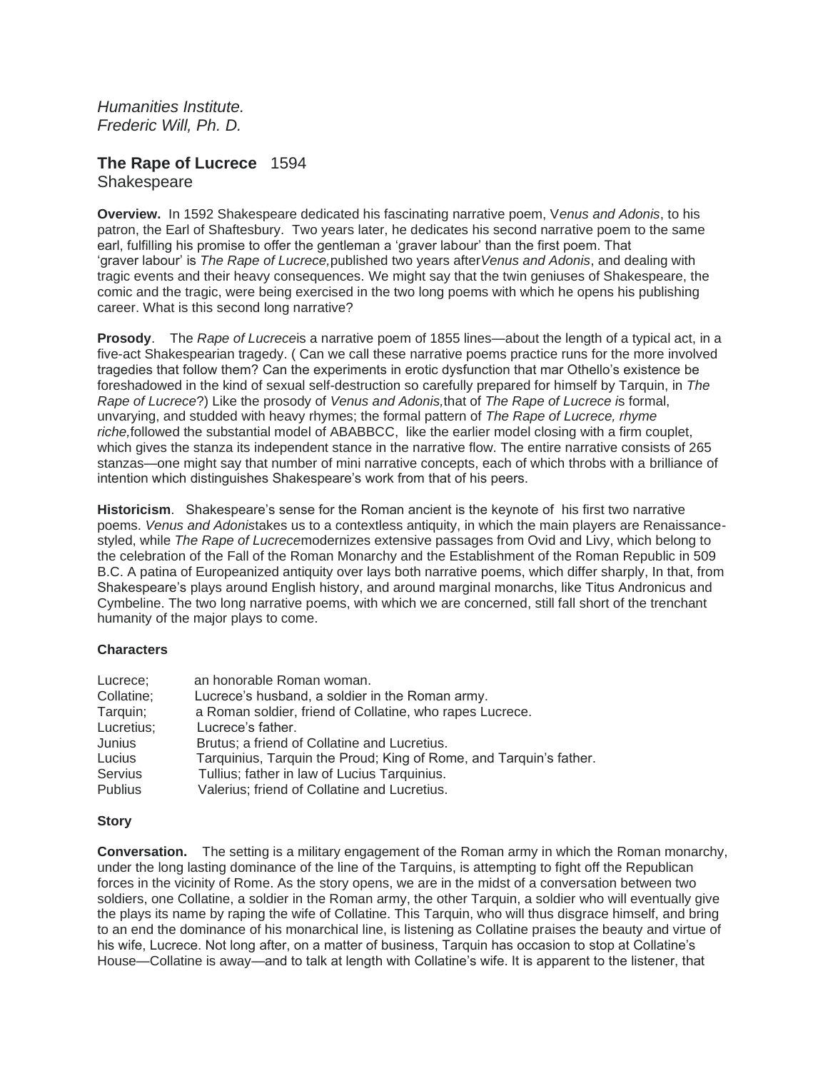*Humanities Institute.*
*Frederic Will, Ph. D.*

## **The Rape of Lucrece** 1594
Shakespeare

**Overview.** In 1592 Shakespeare dedicated his fascinating narrative poem, V*enus and Adonis*, to his patron, the Earl of Shaftesbury. Two years later, he dedicates his second narrative poem to the same earl, fulfilling his promise to offer the gentleman a 'graver labour' than the first poem. That 'graver labour' is *The Rape of Lucrece,*published two years after*Venus and Adonis*, and dealing with tragic events and their heavy consequences. We might say that the twin geniuses of Shakespeare, the comic and the tragic, were being exercised in the two long poems with which he opens his publishing career. What is this second long narrative?

**Prosody**. The *Rape of Lucrece*is a narrative poem of 1855 lines—about the length of a typical act, in a five-act Shakespearian tragedy. ( Can we call these narrative poems practice runs for the more involved tragedies that follow them? Can the experiments in erotic dysfunction that mar Othello's existence be foreshadowed in the kind of sexual self-destruction so carefully prepared for himself by Tarquin, in *The Rape of Lucrece*?) Like the prosody of *Venus and Adonis,*that of *The Rape of Lucrece i*s formal, unvarying, and studded with heavy rhymes; the formal pattern of *The Rape of Lucrece, rhyme riche,*followed the substantial model of ABABBCC, like the earlier model closing with a firm couplet, which gives the stanza its independent stance in the narrative flow. The entire narrative consists of 265 stanzas—one might say that number of mini narrative concepts, each of which throbs with a brilliance of intention which distinguishes Shakespeare's work from that of his peers.

**Historicism**. Shakespeare's sense for the Roman ancient is the keynote of his first two narrative poems. *Venus and Adonis*takes us to a contextless antiquity, in which the main players are Renaissance-styled, while *The Rape of Lucrece*modernizes extensive passages from Ovid and Livy, which belong to the celebration of the Fall of the Roman Monarchy and the Establishment of the Roman Republic in 509 B.C. A patina of Europeanized antiquity over lays both narrative poems, which differ sharply, In that, from Shakespeare's plays around English history, and around marginal monarchs, like Titus Andronicus and Cymbeline. The two long narrative poems, with which we are concerned, still fall short of the trenchant humanity of the major plays to come.

### **Characters**

| | |
|---|---|
| Lucrece; | an honorable Roman woman. |
| Collatine; | Lucrece's husband, a soldier in the Roman army. |
| Tarquin; | a Roman soldier, friend of Collatine, who rapes Lucrece. |
| Lucretius; | Lucrece's father. |
| Junius | Brutus; a friend of Collatine and Lucretius. |
| Lucius | Tarquinius, Tarquin the Proud; King of Rome, and Tarquin's father. |
| Servius | Tullius; father in law of Lucius Tarquinius. |
| Publius | Valerius; friend of Collatine and Lucretius. |

### **Story**

**Conversation.** The setting is a military engagement of the Roman army in which the Roman monarchy, under the long lasting dominance of the line of the Tarquins, is attempting to fight off the Republican forces in the vicinity of Rome. As the story opens, we are in the midst of a conversation between two soldiers, one Collatine, a soldier in the Roman army, the other Tarquin, a soldier who will eventually give the plays its name by raping the wife of Collatine. This Tarquin, who will thus disgrace himself, and bring to an end the dominance of his monarchical line, is listening as Collatine praises the beauty and virtue of his wife, Lucrece. Not long after, on a matter of business, Tarquin has occasion to stop at Collatine's House—Collatine is away—and to talk at length with Collatine's wife. It is apparent to the listener, that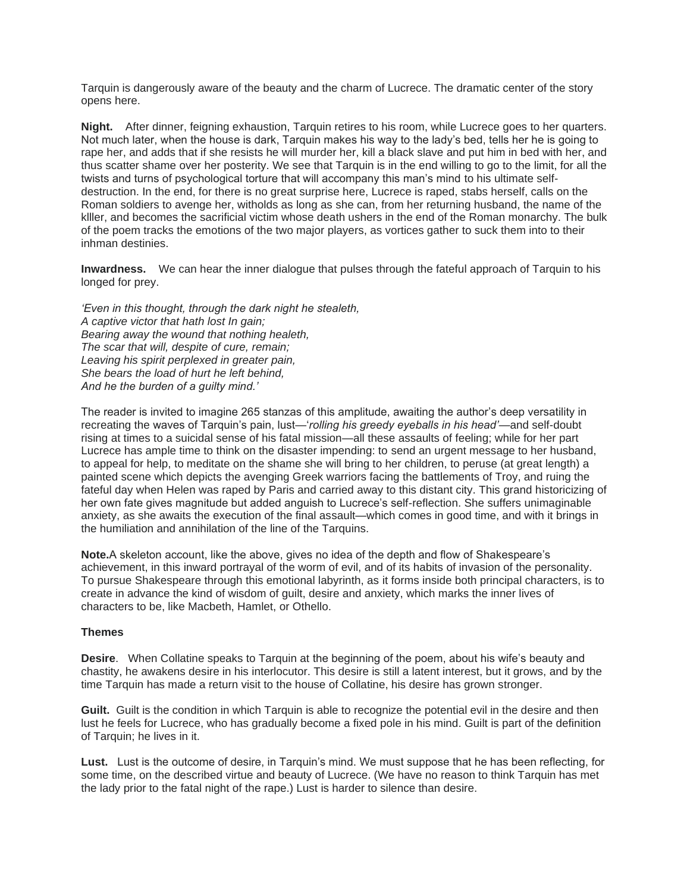Tarquin is dangerously aware of the beauty and the charm of Lucrece. The dramatic center of the story opens here.

**Night.** After dinner, feigning exhaustion, Tarquin retires to his room, while Lucrece goes to her quarters. Not much later, when the house is dark, Tarquin makes his way to the lady's bed, tells her he is going to rape her, and adds that if she resists he will murder her, kill a black slave and put him in bed with her, and thus scatter shame over her posterity. We see that Tarquin is in the end willing to go to the limit, for all the twists and turns of psychological torture that will accompany this man's mind to his ultimate self-destruction. In the end, for there is no great surprise here, Lucrece is raped, stabs herself, calls on the Roman soldiers to avenge her, witholds as long as she can, from her returning husband, the name of the klller, and becomes the sacrificial victim whose death ushers in the end of the Roman monarchy. The bulk of the poem tracks the emotions of the two major players, as vortices gather to suck them into to their inhman destinies.

**Inwardness.** We can hear the inner dialogue that pulses through the fateful approach of Tarquin to his longed for prey.

*'Even in this thought, through the dark night he stealeth,*
*A captive victor that hath lost In gain;*
*Bearing away the wound that nothing healeth,*
*The scar that will, despite of cure, remain;*
*Leaving his spirit perplexed in greater pain,*
*She bears the load of hurt he left behind,*
*And he the burden of a guilty mind.'*

The reader is invited to imagine 265 stanzas of this amplitude, awaiting the author's deep versatility in recreating the waves of Tarquin's pain, lust—'*rolling his greedy eyeballs in his head'*—and self-doubt rising at times to a suicidal sense of his fatal mission—all these assaults of feeling; while for her part Lucrece has ample time to think on the disaster impending: to send an urgent message to her husband, to appeal for help, to meditate on the shame she will bring to her children, to peruse (at great length) a painted scene which depicts the avenging Greek warriors facing the battlements of Troy, and ruing the fateful day when Helen was raped by Paris and carried away to this distant city. This grand historicizing of her own fate gives magnitude but added anguish to Lucrece's self-reflection. She suffers unimaginable anxiety, as she awaits the execution of the final assault—which comes in good time, and with it brings in the humiliation and annihilation of the line of the Tarquins.

**Note.**A skeleton account, like the above, gives no idea of the depth and flow of Shakespeare's achievement, in this inward portrayal of the worm of evil, and of its habits of invasion of the personality. To pursue Shakespeare through this emotional labyrinth, as it forms inside both principal characters, is to create in advance the kind of wisdom of guilt, desire and anxiety, which marks the inner lives of characters to be, like Macbeth, Hamlet, or Othello.

**Themes**

**Desire**. When Collatine speaks to Tarquin at the beginning of the poem, about his wife's beauty and chastity, he awakens desire in his interlocutor. This desire is still a latent interest, but it grows, and by the time Tarquin has made a return visit to the house of Collatine, his desire has grown stronger.

**Guilt.** Guilt is the condition in which Tarquin is able to recognize the potential evil in the desire and then lust he feels for Lucrece, who has gradually become a fixed pole in his mind. Guilt is part of the definition of Tarquin; he lives in it.

**Lust.** Lust is the outcome of desire, in Tarquin's mind. We must suppose that he has been reflecting, for some time, on the described virtue and beauty of Lucrece. (We have no reason to think Tarquin has met the lady prior to the fatal night of the rape.) Lust is harder to silence than desire.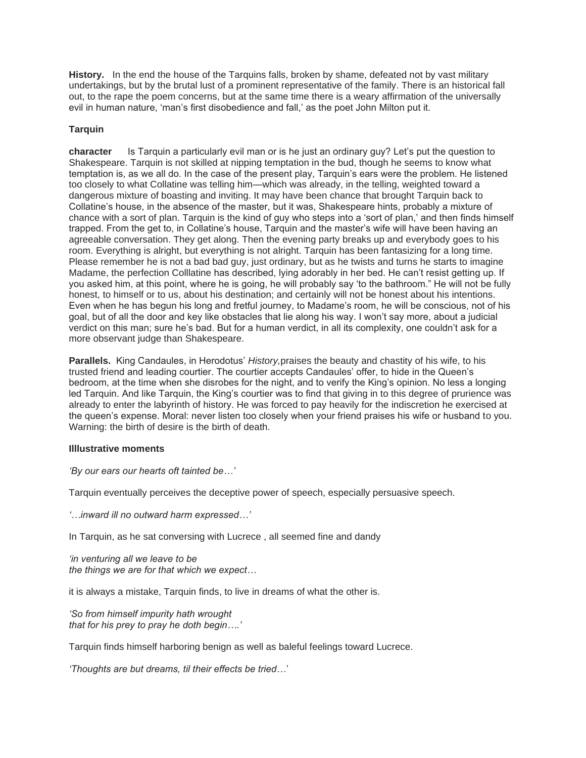**History.** In the end the house of the Tarquins falls, broken by shame, defeated not by vast military undertakings, but by the brutal lust of a prominent representative of the family. There is an historical fall out, to the rape the poem concerns, but at the same time there is a weary affirmation of the universally evil in human nature, 'man's first disobedience and fall,' as the poet John Milton put it.

**Tarquin**

**character** Is Tarquin a particularly evil man or is he just an ordinary guy? Let's put the question to Shakespeare. Tarquin is not skilled at nipping temptation in the bud, though he seems to know what temptation is, as we all do. In the case of the present play, Tarquin's ears were the problem. He listened too closely to what Collatine was telling him—which was already, in the telling, weighted toward a dangerous mixture of boasting and inviting. It may have been chance that brought Tarquin back to Collatine's house, in the absence of the master, but it was, Shakespeare hints, probably a mixture of chance with a sort of plan. Tarquin is the kind of guy who steps into a 'sort of plan,' and then finds himself trapped. From the get to, in Collatine's house, Tarquin and the master's wife will have been having an agreeable conversation. They get along. Then the evening party breaks up and everybody goes to his room. Everything is alright, but everything is not alright. Tarquin has been fantasizing for a long time. Please remember he is not a bad bad guy, just ordinary, but as he twists and turns he starts to imagine Madame, the perfection Colllatine has described, lying adorably in her bed. He can't resist getting up. If you asked him, at this point, where he is going, he will probably say 'to the bathroom." He will not be fully honest, to himself or to us, about his destination; and certainly will not be honest about his intentions. Even when he has begun his long and fretful journey, to Madame's room, he will be conscious, not of his goal, but of all the door and key like obstacles that lie along his way. I won't say more, about a judicial verdict on this man; sure he's bad. But for a human verdict, in all its complexity, one couldn't ask for a more observant judge than Shakespeare.

**Parallels.** King Candaules, in Herodotus' *History,* praises the beauty and chastity of his wife, to his trusted friend and leading courtier. The courtier accepts Candaules' offer, to hide in the Queen's bedroom, at the time when she disrobes for the night, and to verify the King's opinion. No less a longing led Tarquin. And like Tarquin, the King's courtier was to find that giving in to this degree of prurience was already to enter the labyrinth of history. He was forced to pay heavily for the indiscretion he exercised at the queen's expense. Moral: never listen too closely when your friend praises his wife or husband to you. Warning: the birth of desire is the birth of death.

**Illlustrative moments**

*'By our ears our hearts oft tainted be…'*

Tarquin eventually perceives the deceptive power of speech, especially persuasive speech.

*'…inward ill no outward harm expressed…'*

In Tarquin, as he sat conversing with Lucrece , all seemed fine and dandy

*'in venturing all we leave to be*
*the things we are for that which we expect…*

it is always a mistake, Tarquin finds, to live in dreams of what the other is.

*'So from himself impurity hath wrought*
*that for his prey to pray he doth begin….'*

Tarquin finds himself harboring benign as well as baleful feelings toward Lucrece.

*'Thoughts are but dreams, til their effects be tried…'*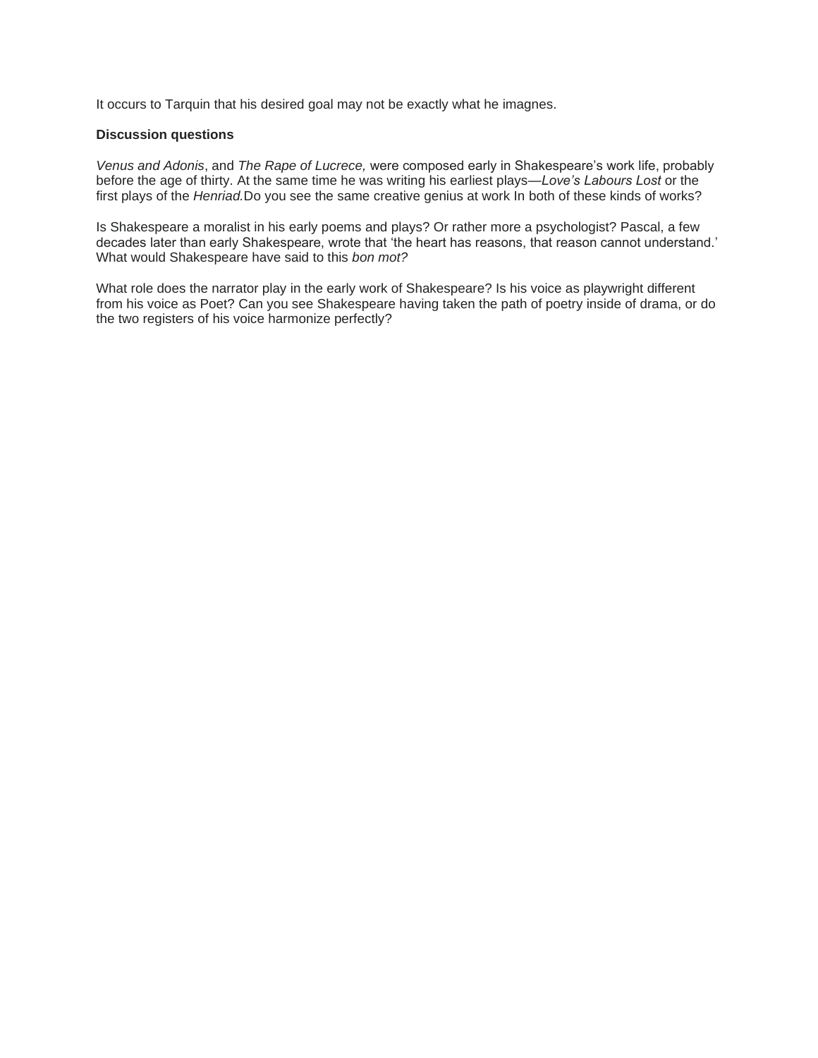It occurs to Tarquin that his desired goal may not be exactly what he imagnes.

**Discussion questions**

*Venus and Adonis*, and *The Rape of Lucrece,* were composed early in Shakespeare's work life, probably before the age of thirty. At the same time he was writing his earliest plays—*Love's Labours Lost* or the first plays of the *Henriad.*Do you see the same creative genius at work In both of these kinds of works?

Is Shakespeare a moralist in his early poems and plays? Or rather more a psychologist? Pascal, a few decades later than early Shakespeare, wrote that 'the heart has reasons, that reason cannot understand.' What would Shakespeare have said to this *bon mot?*

What role does the narrator play in the early work of Shakespeare? Is his voice as playwright different from his voice as Poet? Can you see Shakespeare having taken the path of poetry inside of drama, or do the two registers of his voice harmonize perfectly?